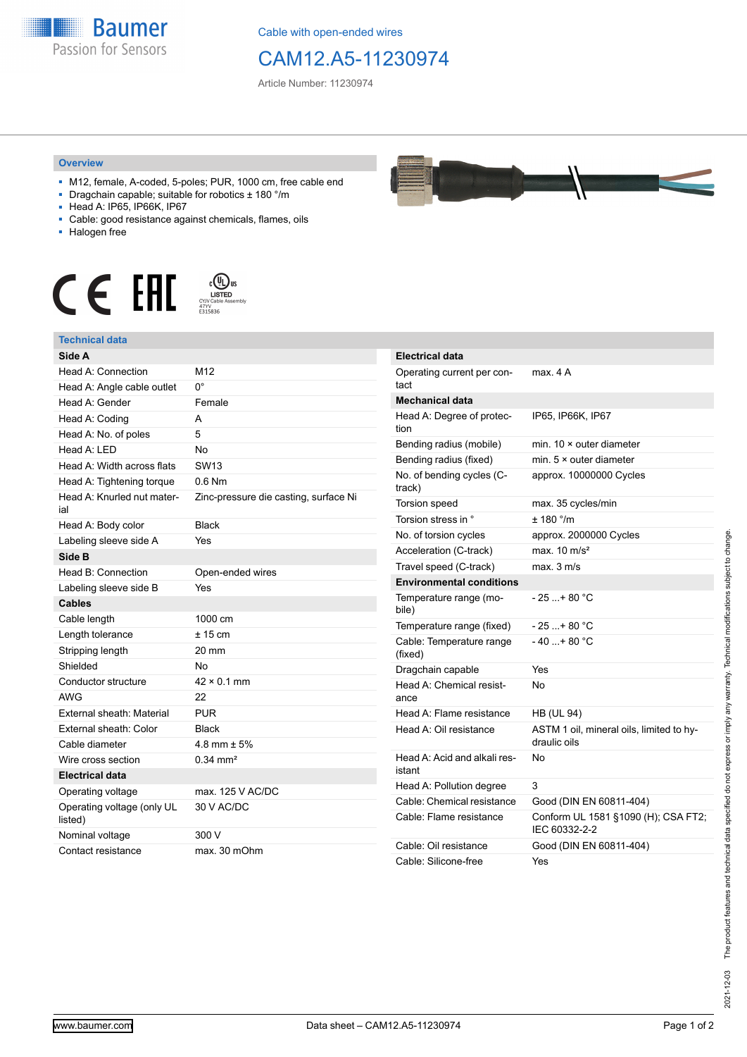Cable with open-ended wires

# CAM12.A5-11230974

Article Number: 11230974

## Overview

- M12, female, A-coded, 5-poles; PUR, 1000 cm, free cable end
- Dragchain capable; suitable for robotics ± 180 °/m
- Head A: IP65, IP66K, IP67
- Cable: good resistance against chemicals, flames, oils
- Halogen free

## Technical data

| Side A | |
|---|---|
| Head A: Connection | M12 |
| Head A: Angle cable outlet | 0° |
| Head A: Gender | Female |
| Head A: Coding | A |
| Head A: No. of poles | 5 |
| Head A: LED | No |
| Head A: Width across flats | SW13 |
| Head A: Tightening torque | 0.6 Nm |
| Head A: Knurled nut material | Zinc-pressure die casting, surface Ni |
| Head A: Body color | Black |
| Labeling sleeve side A | Yes |
| **Side B** | |
| Head B: Connection | Open-ended wires |
| Labeling sleeve side B | Yes |
| **Cables** | |
| Cable length | 1000 cm |
| Length tolerance | ± 15 cm |
| Stripping length | 20 mm |
| Shielded | No |
| Conductor structure | 42 × 0.1 mm |
| AWG | 22 |
| External sheath: Material | PUR |
| External sheath: Color | Black |
| Cable diameter | 4.8 mm ± 5% |
| Wire cross section | 0.34 mm² |
| **Electrical data** | |
| Operating voltage | max. 125 V AC/DC |
| Operating voltage (only UL listed) | 30 V AC/DC |
| Nominal voltage | 300 V |
| Contact resistance | max. 30 mOhm |

| Electrical data | |
|---|---|
| Operating current per contact | max. 4 A |
| **Mechanical data** | |
| Head A: Degree of protection | IP65, IP66K, IP67 |
| Bending radius (mobile) | min. 10 × outer diameter |
| Bending radius (fixed) | min. 5 × outer diameter |
| No. of bending cycles (C-track) | approx. 10000000 Cycles |
| Torsion speed | max. 35 cycles/min |
| Torsion stress in ° | ± 180 °/m |
| No. of torsion cycles | approx. 2000000 Cycles |
| Acceleration (C-track) | max. 10 m/s² |
| Travel speed (C-track) | max. 3 m/s |
| **Environmental conditions** | |
| Temperature range (mobile) | - 25 ...+ 80 °C |
| Temperature range (fixed) | - 25 ...+ 80 °C |
| Cable: Temperature range (fixed) | - 40 ...+ 80 °C |
| Dragchain capable | Yes |
| Head A: Chemical resistance | No |
| Head A: Flame resistance | HB (UL 94) |
| Head A: Oil resistance | ASTM 1 oil, mineral oils, limited to hydraulic oils |
| Head A: Acid and alkali resistant | No |
| Head A: Pollution degree | 3 |
| Cable: Chemical resistance | Good (DIN EN 60811-404) |
| Cable: Flame resistance | Conform UL 1581 §1090 (H); CSA FT2; IEC 60332-2-2 |
| Cable: Oil resistance | Good (DIN EN 60811-404) |
| Cable: Silicone-free | Yes |

2021-12-03 The product features and technical data specified do not express or imply any warranty. Technical modifications subject to change.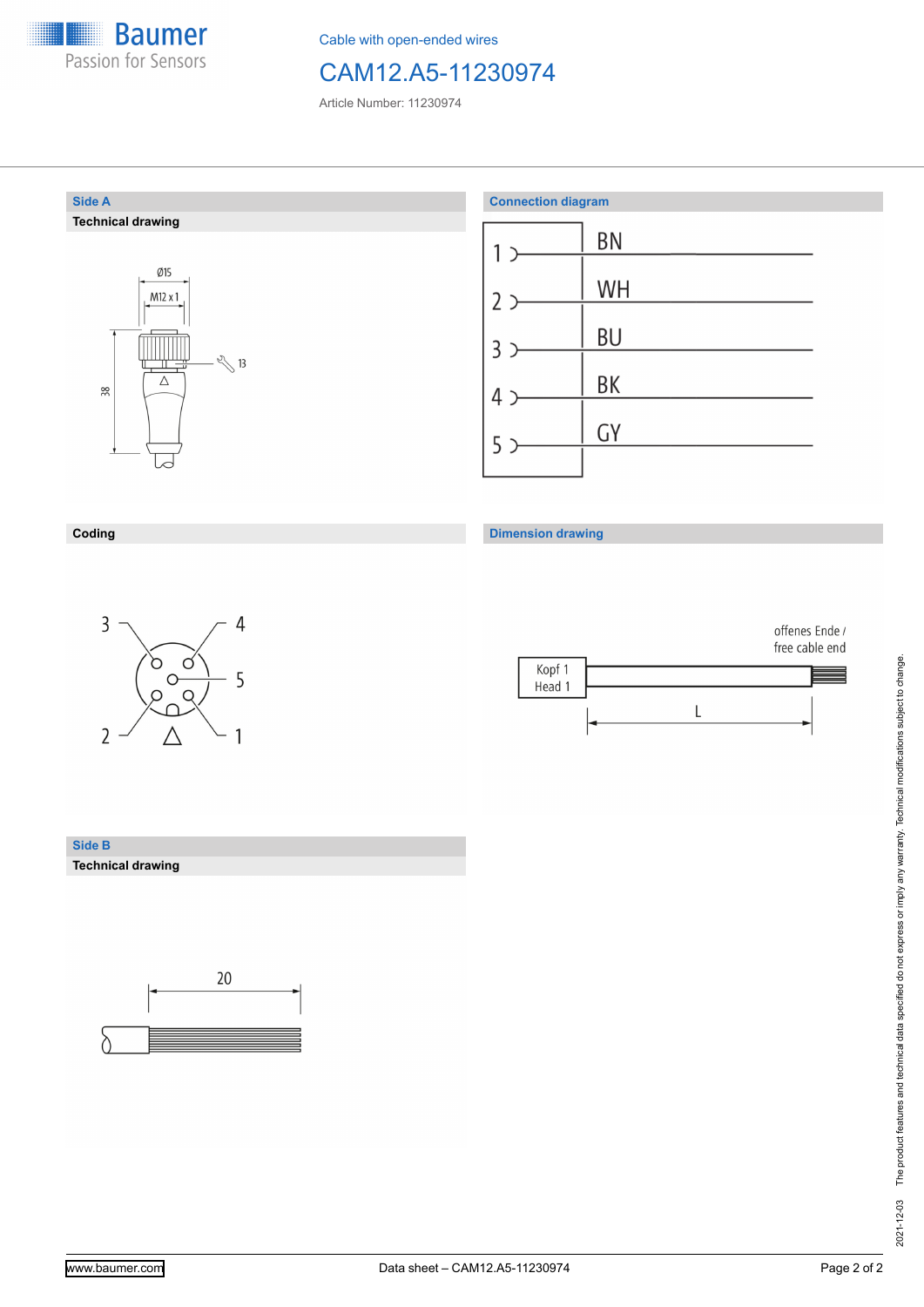Cable with open-ended wires

# CAM12.A5-11230974

Article Number: 11230974

## Side A

### Technical drawing

Ø15

M12 x 1

13

38

## Connection diagram

1 BN

2 WH

3 BU

4 BK

5 GY

### Coding

3 4

5

2 1

## Dimension drawing

offenes Ende / free cable end

Kopf 1
Head 1

L

## Side B

### Technical drawing

20

The product features and technical data specified do not express or imply any warranty. Technical modifications subject to change.

2021-12-03

www.baumer.com

Data sheet – CAM12.A5-11230974